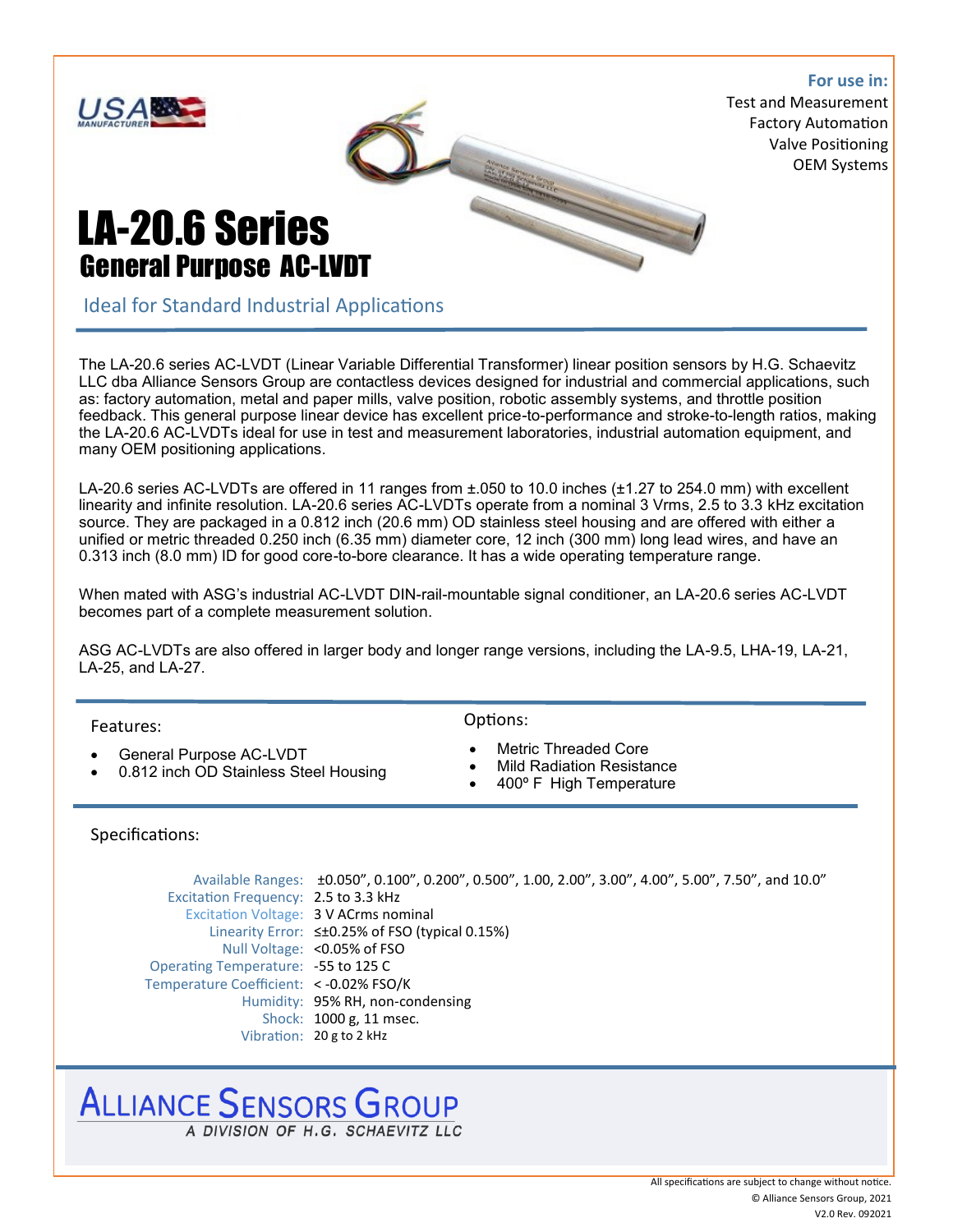**For use in:**
Test and Measurement
Factory Automation
Valve Positioning
OEM Systems

# LA-20.6 Series

## General Purpose AC-LVDT

Ideal for Standard Industrial Applications

The LA-20.6 series AC-LVDT (Linear Variable Differential Transformer) linear position sensors by H.G. Schaevitz LLC dba Alliance Sensors Group are contactless devices designed for industrial and commercial applications, such as: factory automation, metal and paper mills, valve position, robotic assembly systems, and throttle position feedback. This general purpose linear device has excellent price-to-performance and stroke-to-length ratios, making the LA-20.6 AC-LVDTs ideal for use in test and measurement laboratories, industrial automation equipment, and many OEM positioning applications.

LA-20.6 series AC-LVDTs are offered in 11 ranges from ±.050 to 10.0 inches (±1.27 to 254.0 mm) with excellent linearity and infinite resolution. LA-20.6 series AC-LVDTs operate from a nominal 3 Vrms, 2.5 to 3.3 kHz excitation source. They are packaged in a 0.812 inch (20.6 mm) OD stainless steel housing and are offered with either a unified or metric threaded 0.250 inch (6.35 mm) diameter core, 12 inch (300 mm) long lead wires, and have an 0.313 inch (8.0 mm) ID for good core-to-bore clearance. It has a wide operating temperature range.

When mated with ASG's industrial AC-LVDT DIN-rail-mountable signal conditioner, an LA-20.6 series AC-LVDT becomes part of a complete measurement solution.

ASG AC-LVDTs are also offered in larger body and longer range versions, including the LA-9.5, LHA-19, LA-21, LA-25, and LA-27.

### Features:

- General Purpose AC-LVDT
- 0.812 inch OD Stainless Steel Housing

### Options:

- Metric Threaded Core
- Mild Radiation Resistance
- 400º F High Temperature

### Specifications:

| | |
|---|---|
| Available Ranges: | ±0.050", 0.100", 0.200", 0.500", 1.00, 2.00", 3.00", 4.00", 5.00", 7.50", and 10.0" |
| Excitation Frequency: | 2.5 to 3.3 kHz |
| Excitation Voltage: | 3 V ACrms nominal |
| Linearity Error: | ≤±0.25% of FSO (typical 0.15%) |
| Null Voltage: | <0.05% of FSO |
| Operating Temperature: | -55 to 125 C |
| Temperature Coefficient: | < -0.02% FSO/K |
| Humidity: | 95% RH, non-condensing |
| Shock: | 1000 g, 11 msec. |
| Vibration: | 20 g to 2 kHz |

ALLIANCE SENSORS GROUP
A DIVISION OF H.G. SCHAEVITZ LLC

All specifications are subject to change without notice.
© Alliance Sensors Group, 2021
V2.0 Rev. 092021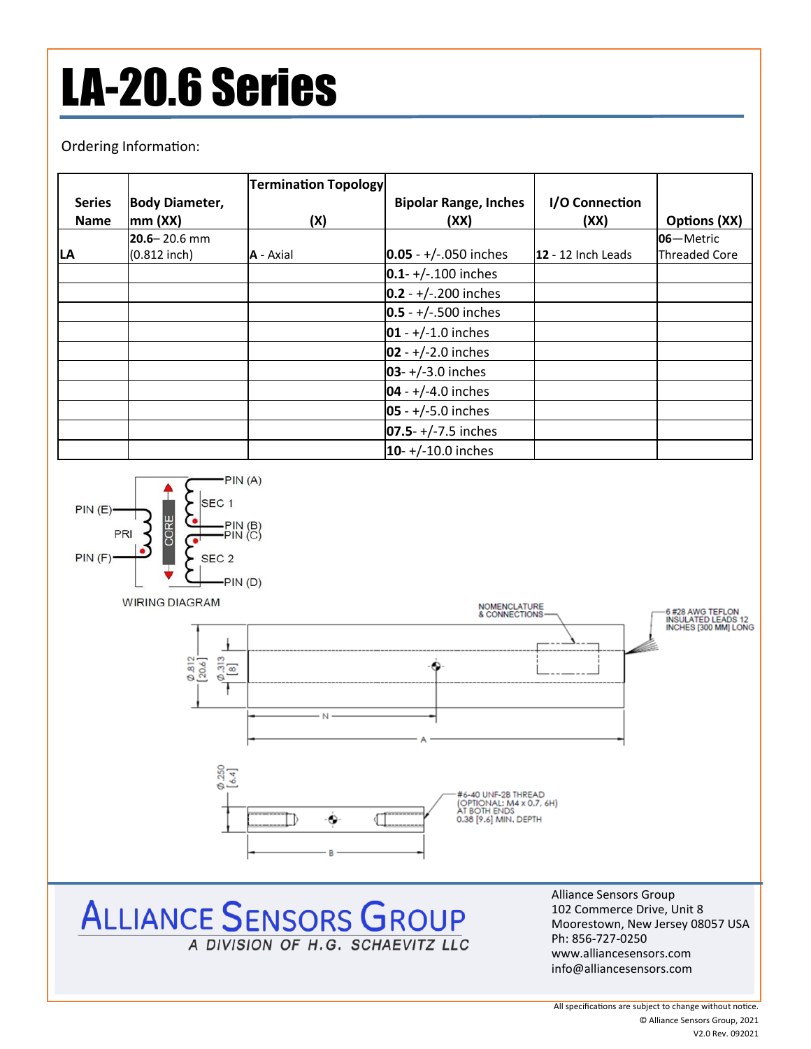# LA-20.6 Series

Ordering Information:

| Series Name | Body Diameter, mm (XX) | Termination Topology (X) | Bipolar Range, Inches (XX) | I/O Connection (XX) | Options (XX) |
|---|---|---|---|---|---|
| **LA** | **20.6**– 20.6 mm (0.812 inch) | **A** - Axial | **0.05** - +/-.050 inches | **12** - 12 Inch Leads | **06**—Metric Threaded Core |
| | | | **0.1**- +/-.100 inches | | |
| | | | **0.2** - +/-.200 inches | | |
| | | | **0.5** - +/-.500 inches | | |
| | | | **01** - +/-1.0 inches | | |
| | | | **02** - +/-2.0 inches | | |
| | | | **03**- +/-3.0 inches | | |
| | | | **04** - +/-4.0 inches | | |
| | | | **05** - +/-5.0 inches | | |
| | | | **07.5**- +/-7.5 inches | | |
| | | | **10**- +/-10.0 inches | | |

PIN (A)
SEC 1
PIN (E)
PRI
CORE
PIN (B)
PIN (C)
PIN (F)
SEC 2
PIN (D)

WIRING DIAGRAM

NOMENCLATURE & CONNECTIONS

6 #28 AWG TEFLON INSULATED LEADS 12 INCHES [300 MM] LONG

Ø.812 [20.6]

Ø.313 [8]

N

A

Ø.250 [6.4]

#6-40 UNF-2B THREAD (OPTIONAL: M4 x 0.7, 6H) AT BOTH ENDS 0.38 [9.6] MIN. DEPTH

B

**ALLIANCE SENSORS GROUP**
A DIVISION OF H.G. SCHAEVITZ LLC

Alliance Sensors Group
102 Commerce Drive, Unit 8
Moorestown, New Jersey 08057 USA
Ph: 856-727-0250
www.alliancesensors.com
info@alliancesensors.com

All specifications are subject to change without notice.
© Alliance Sensors Group, 2021
V2.0 Rev. 092021